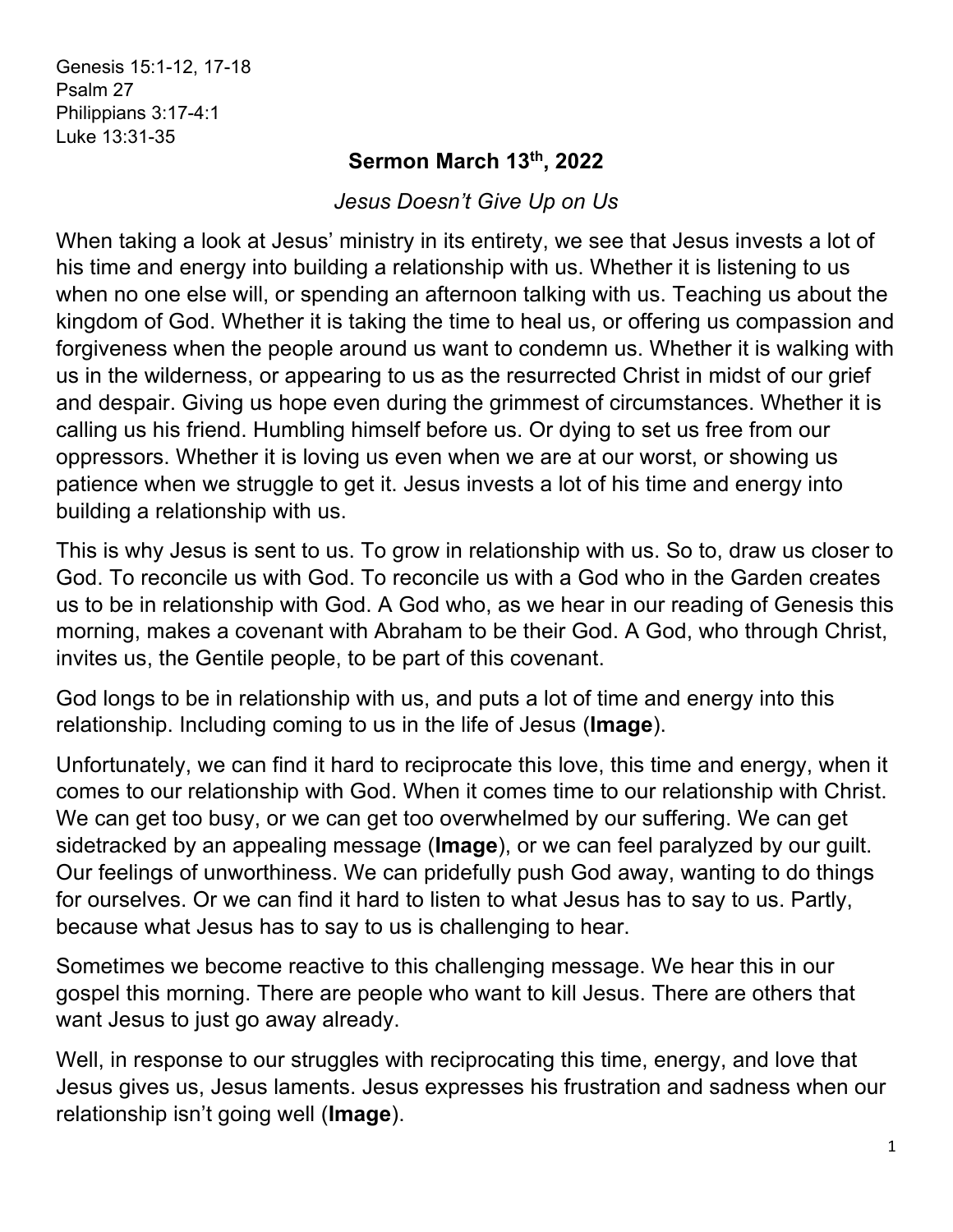Genesis 15:1-12, 17-18
Psalm 27
Philippians 3:17-4:1
Luke 13:31-35

# Sermon March 13th, 2022

*Jesus Doesn't Give Up on Us*

When taking a look at Jesus' ministry in its entirety, we see that Jesus invests a lot of his time and energy into building a relationship with us. Whether it is listening to us when no one else will, or spending an afternoon talking with us. Teaching us about the kingdom of God. Whether it is taking the time to heal us, or offering us compassion and forgiveness when the people around us want to condemn us. Whether it is walking with us in the wilderness, or appearing to us as the resurrected Christ in midst of our grief and despair. Giving us hope even during the grimmest of circumstances. Whether it is calling us his friend. Humbling himself before us. Or dying to set us free from our oppressors. Whether it is loving us even when we are at our worst, or showing us patience when we struggle to get it. Jesus invests a lot of his time and energy into building a relationship with us.

This is why Jesus is sent to us. To grow in relationship with us. So to, draw us closer to God. To reconcile us with God. To reconcile us with a God who in the Garden creates us to be in relationship with God. A God who, as we hear in our reading of Genesis this morning, makes a covenant with Abraham to be their God. A God, who through Christ, invites us, the Gentile people, to be part of this covenant.

God longs to be in relationship with us, and puts a lot of time and energy into this relationship. Including coming to us in the life of Jesus (**Image**).

Unfortunately, we can find it hard to reciprocate this love, this time and energy, when it comes to our relationship with God. When it comes time to our relationship with Christ. We can get too busy, or we can get too overwhelmed by our suffering. We can get sidetracked by an appealing message (**Image**), or we can feel paralyzed by our guilt. Our feelings of unworthiness. We can pridefully push God away, wanting to do things for ourselves. Or we can find it hard to listen to what Jesus has to say to us. Partly, because what Jesus has to say to us is challenging to hear.

Sometimes we become reactive to this challenging message. We hear this in our gospel this morning. There are people who want to kill Jesus. There are others that want Jesus to just go away already.

Well, in response to our struggles with reciprocating this time, energy, and love that Jesus gives us, Jesus laments. Jesus expresses his frustration and sadness when our relationship isn't going well (**Image**).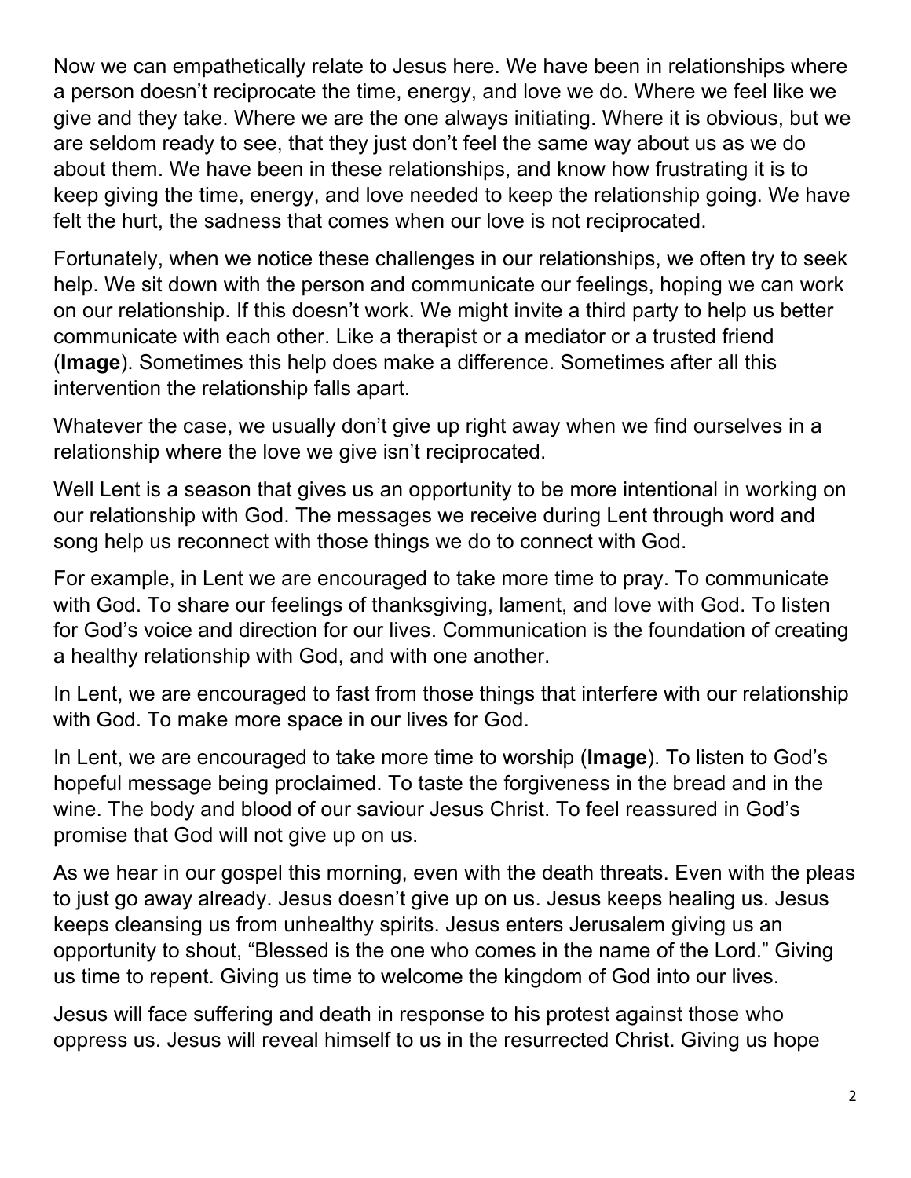Now we can empathetically relate to Jesus here. We have been in relationships where a person doesn't reciprocate the time, energy, and love we do. Where we feel like we give and they take. Where we are the one always initiating. Where it is obvious, but we are seldom ready to see, that they just don't feel the same way about us as we do about them. We have been in these relationships, and know how frustrating it is to keep giving the time, energy, and love needed to keep the relationship going. We have felt the hurt, the sadness that comes when our love is not reciprocated.

Fortunately, when we notice these challenges in our relationships, we often try to seek help. We sit down with the person and communicate our feelings, hoping we can work on our relationship. If this doesn't work. We might invite a third party to help us better communicate with each other. Like a therapist or a mediator or a trusted friend (**Image**). Sometimes this help does make a difference. Sometimes after all this intervention the relationship falls apart.

Whatever the case, we usually don't give up right away when we find ourselves in a relationship where the love we give isn't reciprocated.

Well Lent is a season that gives us an opportunity to be more intentional in working on our relationship with God. The messages we receive during Lent through word and song help us reconnect with those things we do to connect with God.

For example, in Lent we are encouraged to take more time to pray. To communicate with God. To share our feelings of thanksgiving, lament, and love with God. To listen for God's voice and direction for our lives. Communication is the foundation of creating a healthy relationship with God, and with one another.

In Lent, we are encouraged to fast from those things that interfere with our relationship with God. To make more space in our lives for God.

In Lent, we are encouraged to take more time to worship (**Image**). To listen to God's hopeful message being proclaimed. To taste the forgiveness in the bread and in the wine. The body and blood of our saviour Jesus Christ. To feel reassured in God's promise that God will not give up on us.

As we hear in our gospel this morning, even with the death threats. Even with the pleas to just go away already. Jesus doesn't give up on us. Jesus keeps healing us. Jesus keeps cleansing us from unhealthy spirits. Jesus enters Jerusalem giving us an opportunity to shout, "Blessed is the one who comes in the name of the Lord." Giving us time to repent. Giving us time to welcome the kingdom of God into our lives.

Jesus will face suffering and death in response to his protest against those who oppress us. Jesus will reveal himself to us in the resurrected Christ. Giving us hope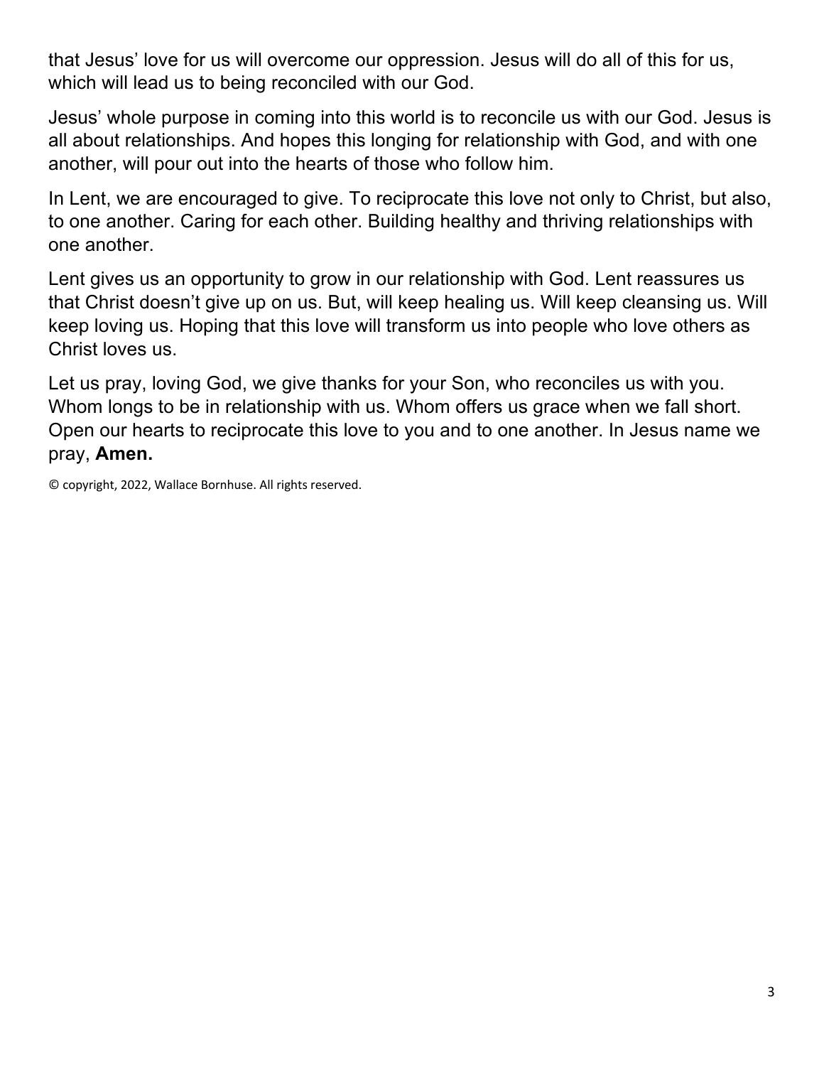that Jesus' love for us will overcome our oppression. Jesus will do all of this for us, which will lead us to being reconciled with our God.

Jesus' whole purpose in coming into this world is to reconcile us with our God. Jesus is all about relationships. And hopes this longing for relationship with God, and with one another, will pour out into the hearts of those who follow him.

In Lent, we are encouraged to give. To reciprocate this love not only to Christ, but also, to one another. Caring for each other. Building healthy and thriving relationships with one another.

Lent gives us an opportunity to grow in our relationship with God. Lent reassures us that Christ doesn't give up on us. But, will keep healing us. Will keep cleansing us. Will keep loving us. Hoping that this love will transform us into people who love others as Christ loves us.

Let us pray, loving God, we give thanks for your Son, who reconciles us with you. Whom longs to be in relationship with us. Whom offers us grace when we fall short. Open our hearts to reciprocate this love to you and to one another. In Jesus name we pray, **Amen.**

© copyright, 2022, Wallace Bornhuse. All rights reserved.